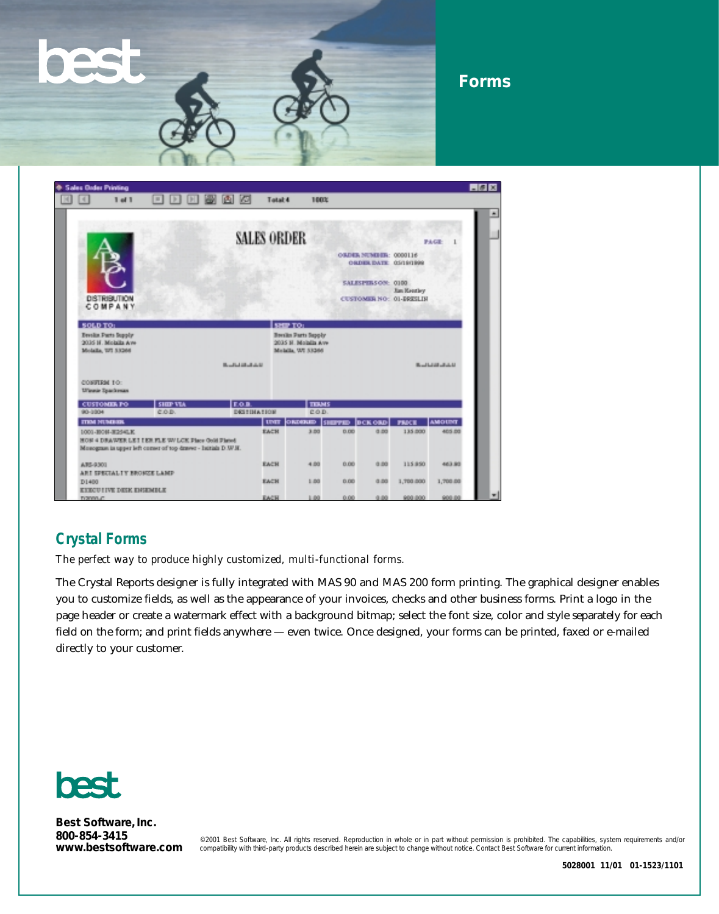# Forms

## Crystal Forms

*The perfect way to produce highly customized, multi-functional forms.*

The Crystal Reports designer is fully integrated with MAS 90 and MAS 200 form printing. The graphical designer enables you to customize fields, as well as the appearance of your invoices, checks and other business forms. Print a logo in the page header or create a watermark effect with a background bitmap; select the font size, color and style separately for each field on the form; and print fields anywhere — even twice. Once designed, your forms can be printed, faxed or e-mailed directly to your customer.

**Best Software, Inc.**
**800-854-3415**
**www.bestsoftware.com**

©2001 Best Software, Inc. All rights reserved. Reproduction in whole or in part without permission is prohibited. The capabilities, system requirements and/or compatibility with third-party products described herein are subject to change without notice. Contact Best Software for current information.

**5028001 11/01 01-1523/1101**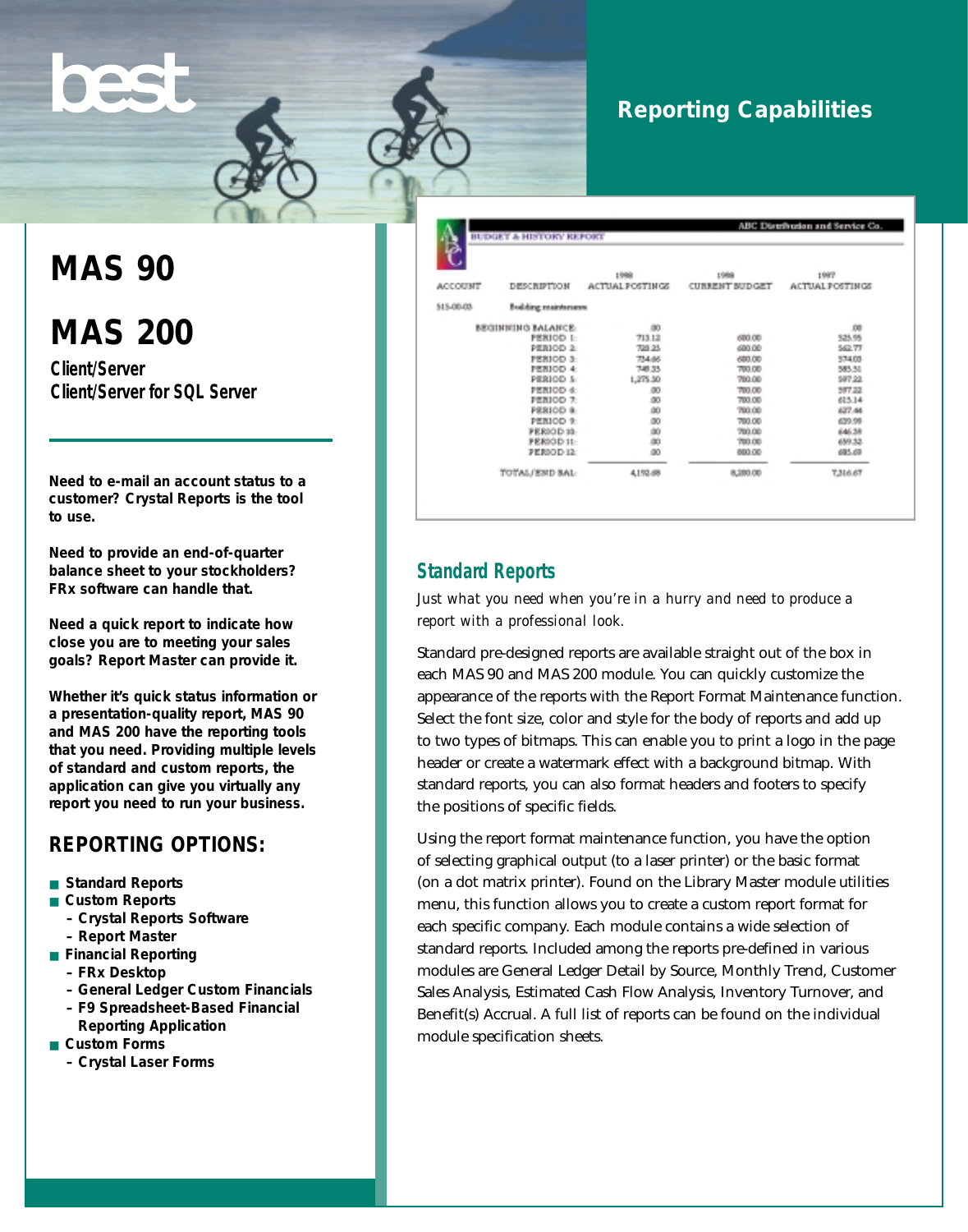# MAS 90

# MAS 200

**Client/Server**
**Client/Server for SQL Server**

**Need to e-mail an account status to a customer? Crystal Reports is the tool to use.**

**Need to provide an end-of-quarter balance sheet to your stockholders? FRx software can handle that.**

**Need a quick report to indicate how close you are to meeting your sales goals? Report Master can provide it.**

**Whether it's quick status information or a presentation-quality report, MAS 90 and MAS 200 have the reporting tools that you need. Providing multiple levels of standard and custom reports, the application can give you virtually any report you need to run your business.**

## REPORTING OPTIONS:

- **Standard Reports**
- **Custom Reports**
  - **– Crystal Reports Software**
  - **– Report Master**
- **Financial Reporting**
  - **– FRx Desktop**
  - **– General Ledger Custom Financials**
  - **– F9 Spreadsheet-Based Financial Reporting Application**
- **Custom Forms**
  - **– Crystal Laser Forms**

## Reporting Capabilities

ABC Distribution and Service Co.
BUDGET & HISTORY REPORT

| ACCOUNT | DESCRIPTION | 1998 ACTUAL POSTINGS | 1998 CURRENT BUDGET | 1997 ACTUAL POSTINGS |
|---|---|---|---|---|
| 515-00-03 | Building maintenance | | | |
| | BEGINNING BALANCE: | .00 | | .00 |
| | PERIOD 1: | 713.12 | 680.00 | 525.95 |
| | PERIOD 2: | 728.25 | 680.00 | 562.77 |
| | PERIOD 3: | 734.66 | 680.00 | 574.03 |
| | PERIOD 4: | 748.35 | 700.00 | 585.51 |
| | PERIOD 5: | 1,275.30 | 700.00 | 597.22 |
| | PERIOD 6: | .00 | 700.00 | 597.22 |
| | PERIOD 7: | .00 | 700.00 | 615.14 |
| | PERIOD 8: | .00 | 700.00 | 627.44 |
| | PERIOD 9: | .00 | 700.00 | 639.99 |
| | PERIOD 10: | .00 | 700.00 | 646.39 |
| | PERIOD 11: | .00 | 700.00 | 659.32 |
| | PERIOD 12: | .00 | 800.00 | 685.69 |
| | TOTAL/END BAL: | 4,192.68 | 8,200.00 | 7,316.67 |

## Standard Reports

*Just what you need when you're in a hurry and need to produce a report with a professional look.*

Standard pre-designed reports are available straight out of the box in each MAS 90 and MAS 200 module. You can quickly customize the appearance of the reports with the Report Format Maintenance function. Select the font size, color and style for the body of reports and add up to two types of bitmaps. This can enable you to print a logo in the page header or create a watermark effect with a background bitmap. With standard reports, you can also format headers and footers to specify the positions of specific fields.

Using the report format maintenance function, you have the option of selecting graphical output (to a laser printer) or the basic format (on a dot matrix printer). Found on the Library Master module utilities menu, this function allows you to create a custom report format for each specific company. Each module contains a wide selection of standard reports. Included among the reports pre-defined in various modules are General Ledger Detail by Source, Monthly Trend, Customer Sales Analysis, Estimated Cash Flow Analysis, Inventory Turnover, and Benefit(s) Accrual. A full list of reports can be found on the individual module specification sheets.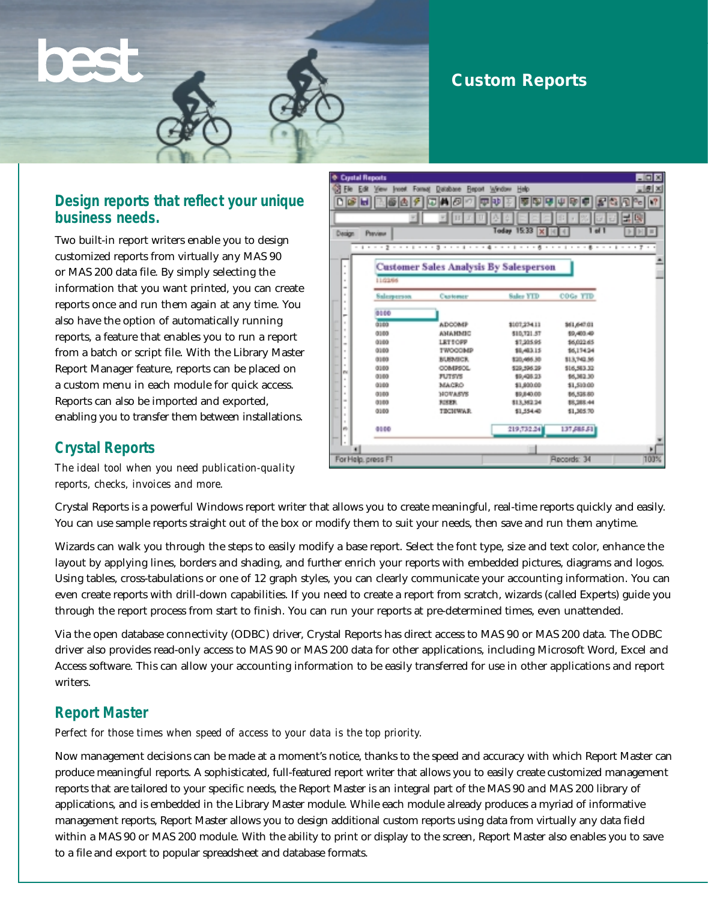best

# Custom Reports

## Design reports that reflect your unique business needs.

Two built-in report writers enable you to design customized reports from virtually any MAS 90 or MAS 200 data file. By simply selecting the information that you want printed, you can create reports once and run them again at any time. You also have the option of automatically running reports, a feature that enables you to run a report from a batch or script file. With the Library Master Report Manager feature, reports can be placed on a custom menu in each module for quick access. Reports can also be imported and exported, enabling you to transfer them between installations.

## Crystal Reports

*The ideal tool when you need publication-quality reports, checks, invoices and more.*

Crystal Reports is a powerful Windows report writer that allows you to create meaningful, real-time reports quickly and easily. You can use sample reports straight out of the box or modify them to suit your needs, then save and run them anytime.

Wizards can walk you through the steps to easily modify a base report. Select the font type, size and text color, enhance the layout by applying lines, borders and shading, and further enrich your reports with embedded pictures, diagrams and logos. Using tables, cross-tabulations or one of 12 graph styles, you can clearly communicate your accounting information. You can even create reports with drill-down capabilities. If you need to create a report from scratch, wizards (called Experts) guide you through the report process from start to finish. You can run your reports at pre-determined times, even unattended.

Via the open database connectivity (ODBC) driver, Crystal Reports has direct access to MAS 90 or MAS 200 data. The ODBC driver also provides read-only access to MAS 90 or MAS 200 data for other applications, including Microsoft Word, Excel and Access software. This can allow your accounting information to be easily transferred for use in other applications and report writers.

## Report Master

*Perfect for those times when speed of access to your data is the top priority.*

Now management decisions can be made at a moment's notice, thanks to the speed and accuracy with which Report Master can produce meaningful reports. A sophisticated, full-featured report writer that allows you to easily create customized management reports that are tailored to your specific needs, the Report Master is an integral part of the MAS 90 and MAS 200 library of applications, and is embedded in the Library Master module. While each module already produces a myriad of informative management reports, Report Master allows you to design additional custom reports using data from virtually any data field within a MAS 90 or MAS 200 module. With the ability to print or display to the screen, Report Master also enables you to save to a file and export to popular spreadsheet and database formats.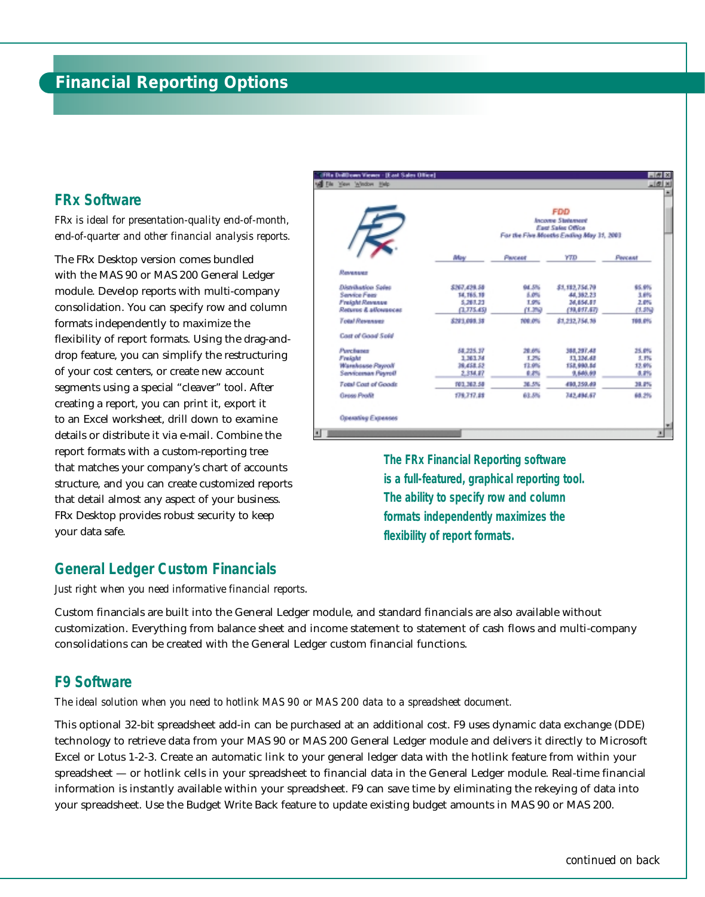## Financial Reporting Options

### FRx Software

*FRx is ideal for presentation-quality end-of-month, end-of-quarter and other financial analysis reports.*

The FRx Desktop version comes bundled with the MAS 90 or MAS 200 General Ledger module. Develop reports with multi-company consolidation. You can specify row and column formats independently to maximize the flexibility of report formats. Using the drag-and-drop feature, you can simplify the restructuring of your cost centers, or create new account segments using a special “cleaver” tool. After creating a report, you can print it, export it to an Excel worksheet, drill down to examine details or distribute it via e-mail. Combine the report formats with a custom-reporting tree that matches your company’s chart of accounts structure, and you can create customized reports that detail almost any aspect of your business. FRx Desktop provides robust security to keep your data safe.

**The FRx Financial Reporting software is a full-featured, graphical reporting tool. The ability to specify row and column formats independently maximizes the flexibility of report formats.**

### General Ledger Custom Financials

*Just right when you need informative financial reports.*

Custom financials are built into the General Ledger module, and standard financials are also available without customization. Everything from balance sheet and income statement to statement of cash flows and multi-company consolidations can be created with the General Ledger custom financial functions.

### F9 Software

*The ideal solution when you need to hotlink MAS 90 or MAS 200 data to a spreadsheet document.*

This optional 32-bit spreadsheet add-in can be purchased at an additional cost. F9 uses dynamic data exchange (DDE) technology to retrieve data from your MAS 90 or MAS 200 General Ledger module and delivers it directly to Microsoft Excel or Lotus 1-2-3. Create an automatic link to your general ledger data with the hotlink feature from within your spreadsheet — or hotlink cells in your spreadsheet to financial data in the General Ledger module. Real-time financial information is instantly available within your spreadsheet. F9 can save time by eliminating the rekeying of data into your spreadsheet. Use the Budget Write Back feature to update existing budget amounts in MAS 90 or MAS 200.

continued on back